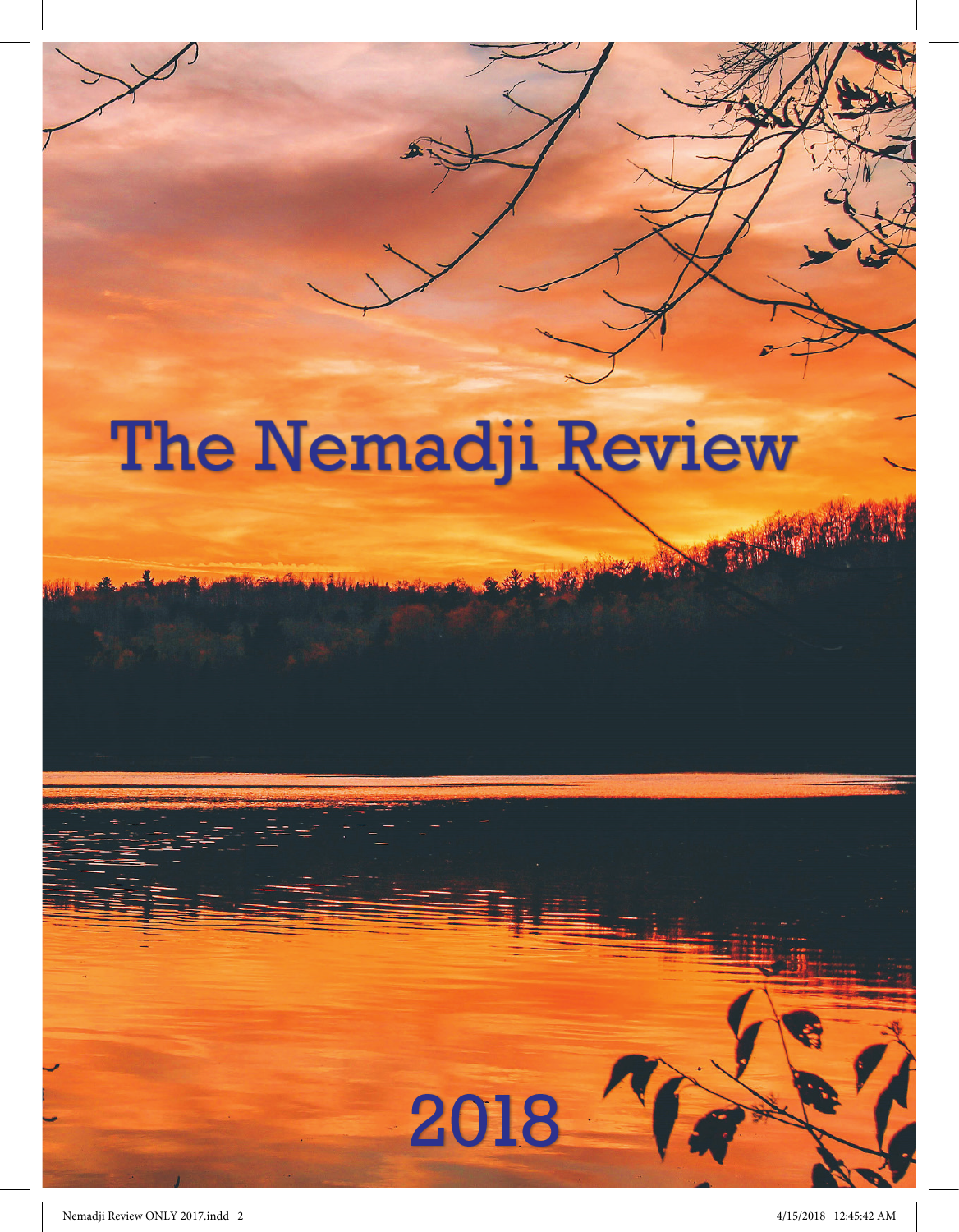# The Nemadji Review

2018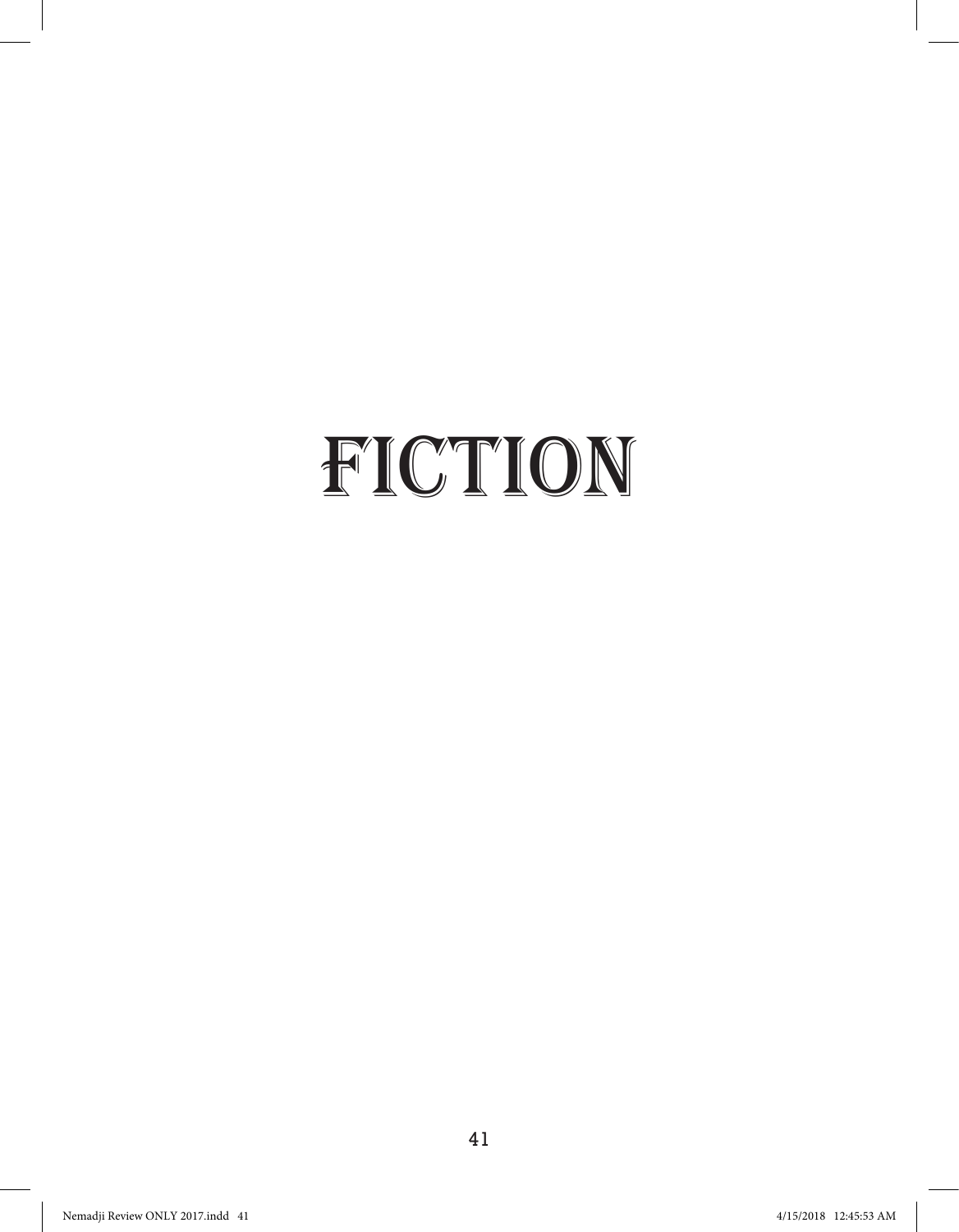# FICTION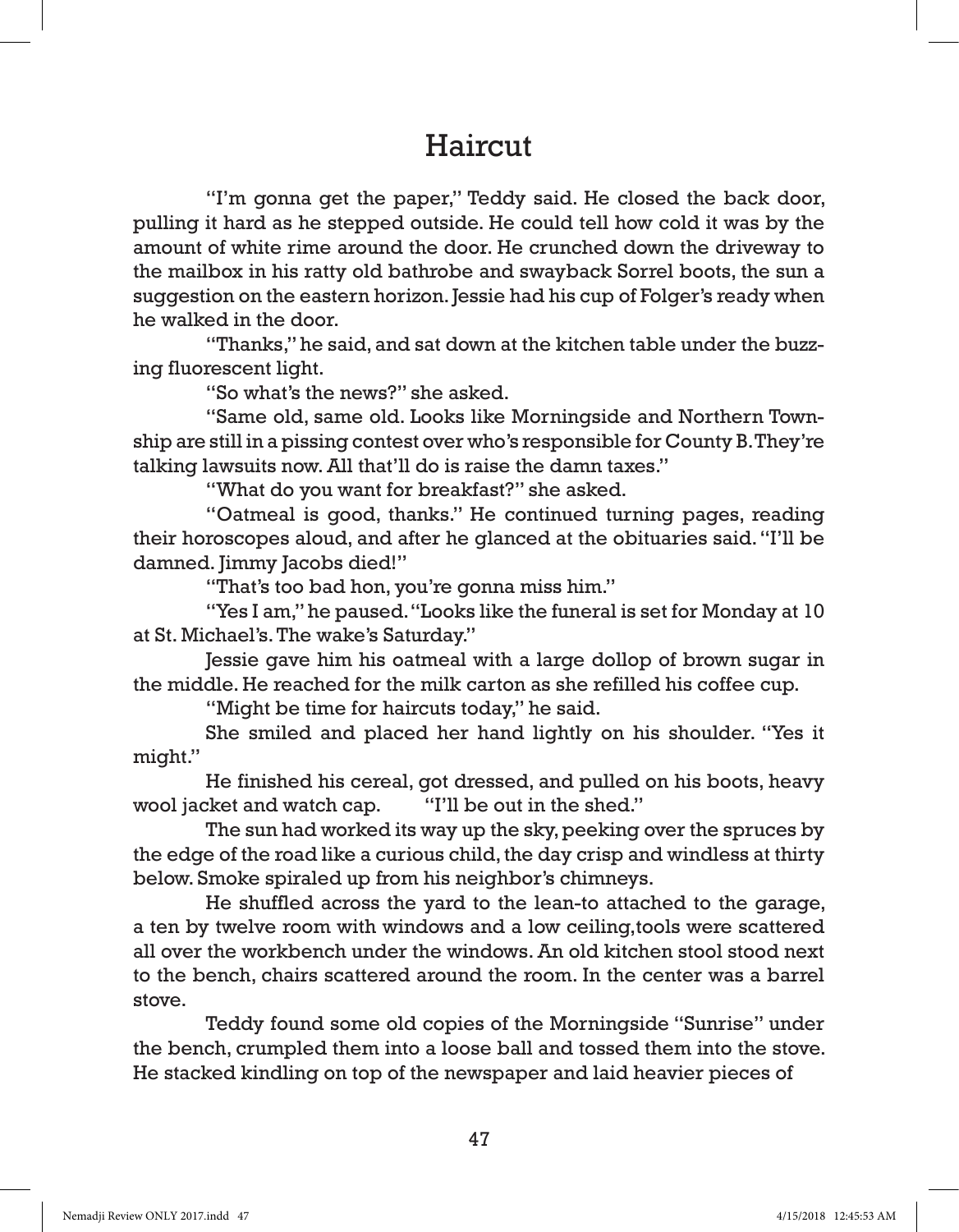# Haircut

"I'm gonna get the paper," Teddy said. He closed the back door, pulling it hard as he stepped outside. He could tell how cold it was by the amount of white rime around the door. He crunched down the driveway to the mailbox in his ratty old bathrobe and swayback Sorrel boots, the sun a suggestion on the eastern horizon. Jessie had his cup of Folger's ready when he walked in the door.

"Thanks," he said, and sat down at the kitchen table under the buzzing fluorescent light.

"So what's the news?" she asked.

"Same old, same old. Looks like Morningside and Northern Township are still in a pissing contest over who's responsible for County B. They're talking lawsuits now. All that'll do is raise the damn taxes."

"What do you want for breakfast?" she asked.

"Oatmeal is good, thanks." He continued turning pages, reading their horoscopes aloud, and after he glanced at the obituaries said. "I'll be damned. Jimmy Jacobs died!"

"That's too bad hon, you're gonna miss him."

"Yes I am," he paused. "Looks like the funeral is set for Monday at 10 at St. Michael's. The wake's Saturday."

Jessie gave him his oatmeal with a large dollop of brown sugar in the middle. He reached for the milk carton as she refilled his coffee cup.

"Might be time for haircuts today," he said.

She smiled and placed her hand lightly on his shoulder. "Yes it might."

He finished his cereal, got dressed, and pulled on his boots, heavy wool jacket and watch cap. "I'll be out in the shed."

The sun had worked its way up the sky, peeking over the spruces by the edge of the road like a curious child, the day crisp and windless at thirty below. Smoke spiraled up from his neighbor's chimneys.

He shuffled across the yard to the lean-to attached to the garage, a ten by twelve room with windows and a low ceiling,tools were scattered all over the workbench under the windows. An old kitchen stool stood next to the bench, chairs scattered around the room. In the center was a barrel stove.

Teddy found some old copies of the Morningside "Sunrise" under the bench, crumpled them into a loose ball and tossed them into the stove. He stacked kindling on top of the newspaper and laid heavier pieces of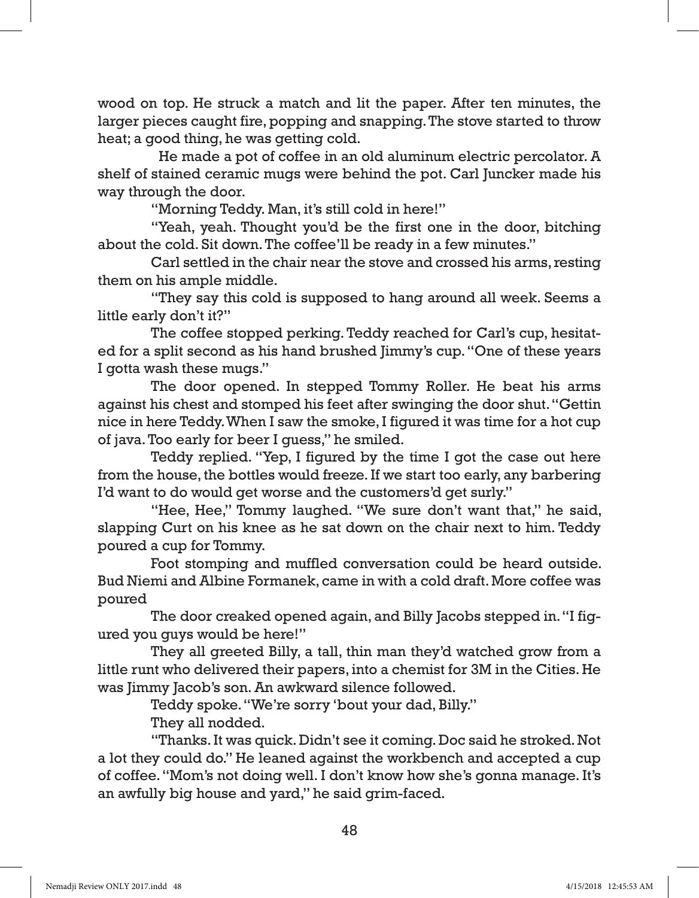wood on top. He struck a match and lit the paper. After ten minutes, the larger pieces caught fire, popping and snapping. The stove started to throw heat; a good thing, he was getting cold.

He made a pot of coffee in an old aluminum electric percolator. A shelf of stained ceramic mugs were behind the pot. Carl Juncker made his way through the door.

"Morning Teddy. Man, it's still cold in here!"

"Yeah, yeah. Thought you'd be the first one in the door, bitching about the cold. Sit down. The coffee'll be ready in a few minutes."

Carl settled in the chair near the stove and crossed his arms, resting them on his ample middle.

"They say this cold is supposed to hang around all week. Seems a little early don't it?"

The coffee stopped perking. Teddy reached for Carl's cup, hesitated for a split second as his hand brushed Jimmy's cup. "One of these years I gotta wash these mugs."

The door opened. In stepped Tommy Roller. He beat his arms against his chest and stomped his feet after swinging the door shut. "Gettin nice in here Teddy. When I saw the smoke, I figured it was time for a hot cup of java. Too early for beer I guess," he smiled.

Teddy replied. "Yep, I figured by the time I got the case out here from the house, the bottles would freeze. If we start too early, any barbering I'd want to do would get worse and the customers'd get surly."

"Hee, Hee," Tommy laughed. "We sure don't want that," he said, slapping Curt on his knee as he sat down on the chair next to him. Teddy poured a cup for Tommy.

Foot stomping and muffled conversation could be heard outside. Bud Niemi and Albine Formanek, came in with a cold draft. More coffee was poured

The door creaked opened again, and Billy Jacobs stepped in. "I figured you guys would be here!"

They all greeted Billy, a tall, thin man they'd watched grow from a little runt who delivered their papers, into a chemist for 3M in the Cities. He was Jimmy Jacob's son. An awkward silence followed.

Teddy spoke. "We're sorry 'bout your dad, Billy."

They all nodded.

"Thanks. It was quick. Didn't see it coming. Doc said he stroked. Not a lot they could do." He leaned against the workbench and accepted a cup of coffee. "Mom's not doing well. I don't know how she's gonna manage. It's an awfully big house and yard," he said grim-faced.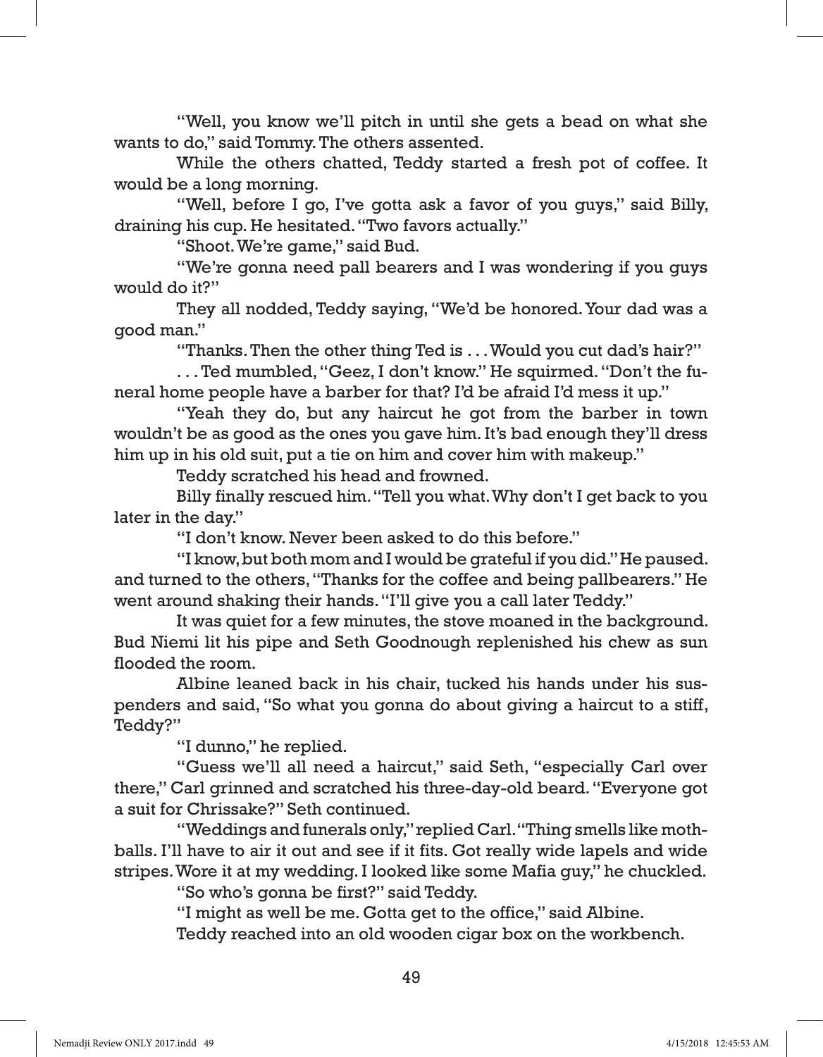"Well, you know we'll pitch in until she gets a bead on what she wants to do," said Tommy. The others assented.

While the others chatted, Teddy started a fresh pot of coffee. It would be a long morning.

"Well, before I go, I've gotta ask a favor of you guys," said Billy, draining his cup. He hesitated. "Two favors actually."

"Shoot. We're game," said Bud.

"We're gonna need pall bearers and I was wondering if you guys would do it?"

They all nodded, Teddy saying, "We'd be honored. Your dad was a good man."

"Thanks. Then the other thing Ted is . . . Would you cut dad's hair?"

. . . Ted mumbled, "Geez, I don't know." He squirmed. "Don't the funeral home people have a barber for that? I'd be afraid I'd mess it up."

"Yeah they do, but any haircut he got from the barber in town wouldn't be as good as the ones you gave him. It's bad enough they'll dress him up in his old suit, put a tie on him and cover him with makeup."

Teddy scratched his head and frowned.

Billy finally rescued him. "Tell you what. Why don't I get back to you later in the day."

"I don't know. Never been asked to do this before."

"I know, but both mom and I would be grateful if you did." He paused. and turned to the others, "Thanks for the coffee and being pallbearers." He went around shaking their hands. "I'll give you a call later Teddy."

It was quiet for a few minutes, the stove moaned in the background. Bud Niemi lit his pipe and Seth Goodnough replenished his chew as sun flooded the room.

Albine leaned back in his chair, tucked his hands under his suspenders and said, "So what you gonna do about giving a haircut to a stiff, Teddy?"

"I dunno," he replied.

"Guess we'll all need a haircut," said Seth, "especially Carl over there," Carl grinned and scratched his three-day-old beard. "Everyone got a suit for Chrissake?" Seth continued.

"Weddings and funerals only," replied Carl. "Thing smells like mothballs. I'll have to air it out and see if it fits. Got really wide lapels and wide stripes. Wore it at my wedding. I looked like some Mafia guy," he chuckled.

"So who's gonna be first?" said Teddy.

"I might as well be me. Gotta get to the office," said Albine.

Teddy reached into an old wooden cigar box on the workbench.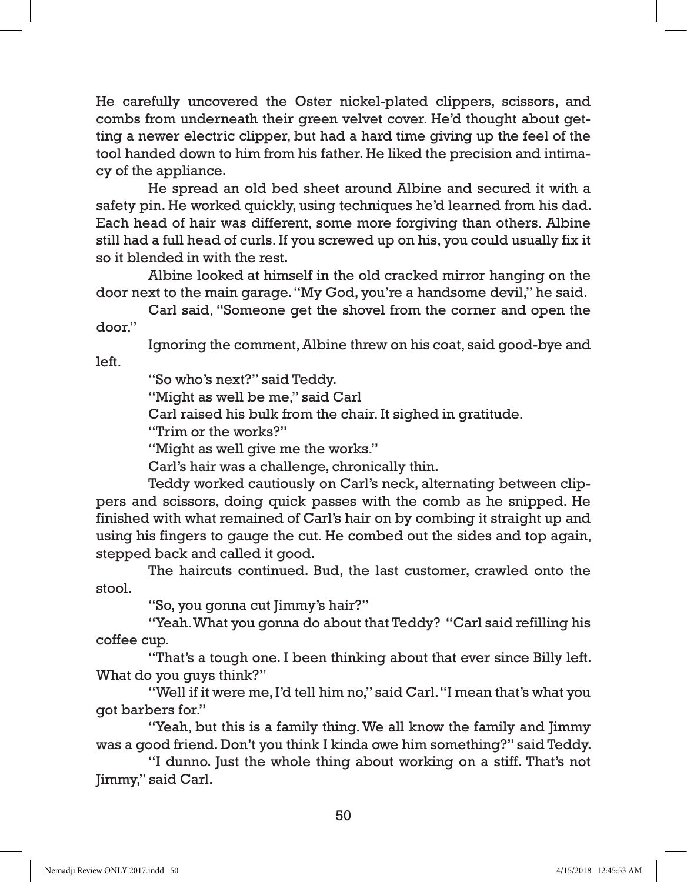He carefully uncovered the Oster nickel-plated clippers, scissors, and combs from underneath their green velvet cover. He'd thought about getting a newer electric clipper, but had a hard time giving up the feel of the tool handed down to him from his father. He liked the precision and intimacy of the appliance.

He spread an old bed sheet around Albine and secured it with a safety pin. He worked quickly, using techniques he'd learned from his dad. Each head of hair was different, some more forgiving than others. Albine still had a full head of curls. If you screwed up on his, you could usually fix it so it blended in with the rest.

Albine looked at himself in the old cracked mirror hanging on the door next to the main garage. "My God, you're a handsome devil," he said.

Carl said, "Someone get the shovel from the corner and open the door."

Ignoring the comment, Albine threw on his coat, said good-bye and left.

"So who's next?" said Teddy.

"Might as well be me," said Carl

Carl raised his bulk from the chair. It sighed in gratitude.

"Trim or the works?"

"Might as well give me the works."

Carl's hair was a challenge, chronically thin.

Teddy worked cautiously on Carl's neck, alternating between clippers and scissors, doing quick passes with the comb as he snipped. He finished with what remained of Carl's hair on by combing it straight up and using his fingers to gauge the cut. He combed out the sides and top again, stepped back and called it good.

The haircuts continued. Bud, the last customer, crawled onto the stool.

"So, you gonna cut Jimmy's hair?"

"Yeah. What you gonna do about that Teddy? "Carl said refilling his coffee cup.

"That's a tough one. I been thinking about that ever since Billy left. What do you guys think?"

"Well if it were me, I'd tell him no," said Carl. "I mean that's what you got barbers for."

"Yeah, but this is a family thing. We all know the family and Jimmy was a good friend. Don't you think I kinda owe him something?" said Teddy.

"I dunno. Just the whole thing about working on a stiff. That's not Jimmy," said Carl.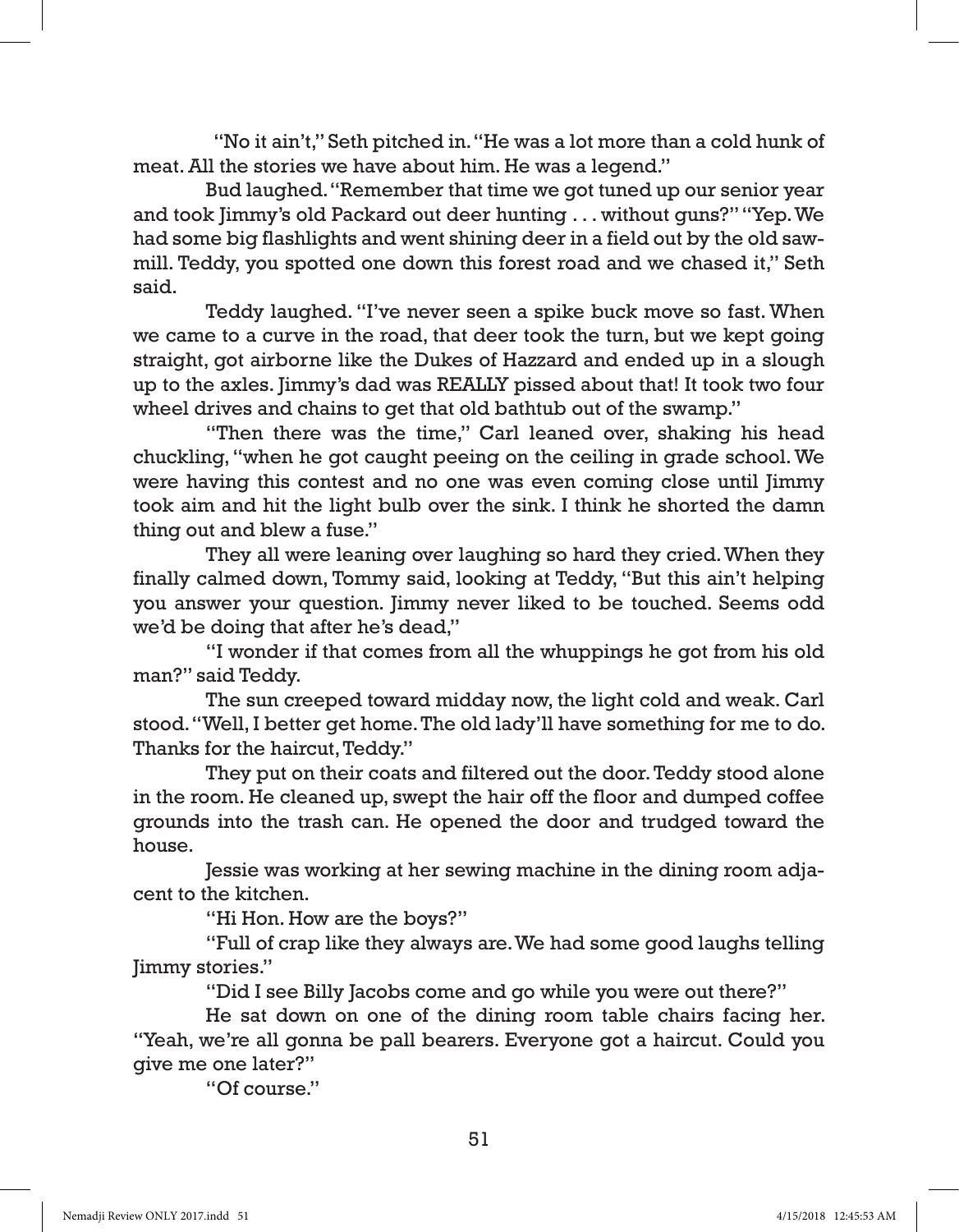"No it ain't," Seth pitched in. "He was a lot more than a cold hunk of meat. All the stories we have about him. He was a legend."

Bud laughed. "Remember that time we got tuned up our senior year and took Jimmy's old Packard out deer hunting . . . without guns?" "Yep. We had some big flashlights and went shining deer in a field out by the old sawmill. Teddy, you spotted one down this forest road and we chased it," Seth said.

Teddy laughed. "I've never seen a spike buck move so fast. When we came to a curve in the road, that deer took the turn, but we kept going straight, got airborne like the Dukes of Hazzard and ended up in a slough up to the axles. Jimmy's dad was REALLY pissed about that! It took two four wheel drives and chains to get that old bathtub out of the swamp."

"Then there was the time," Carl leaned over, shaking his head chuckling, "when he got caught peeing on the ceiling in grade school. We were having this contest and no one was even coming close until Jimmy took aim and hit the light bulb over the sink. I think he shorted the damn thing out and blew a fuse."

They all were leaning over laughing so hard they cried. When they finally calmed down, Tommy said, looking at Teddy, "But this ain't helping you answer your question. Jimmy never liked to be touched. Seems odd we'd be doing that after he's dead,"

"I wonder if that comes from all the whuppings he got from his old man?" said Teddy.

The sun creeped toward midday now, the light cold and weak. Carl stood. "Well, I better get home. The old lady'll have something for me to do. Thanks for the haircut, Teddy."

They put on their coats and filtered out the door. Teddy stood alone in the room. He cleaned up, swept the hair off the floor and dumped coffee grounds into the trash can. He opened the door and trudged toward the house.

Jessie was working at her sewing machine in the dining room adjacent to the kitchen.

"Hi Hon. How are the boys?"

"Full of crap like they always are. We had some good laughs telling Jimmy stories."

"Did I see Billy Jacobs come and go while you were out there?"

He sat down on one of the dining room table chairs facing her. "Yeah, we're all gonna be pall bearers. Everyone got a haircut. Could you give me one later?"

"Of course."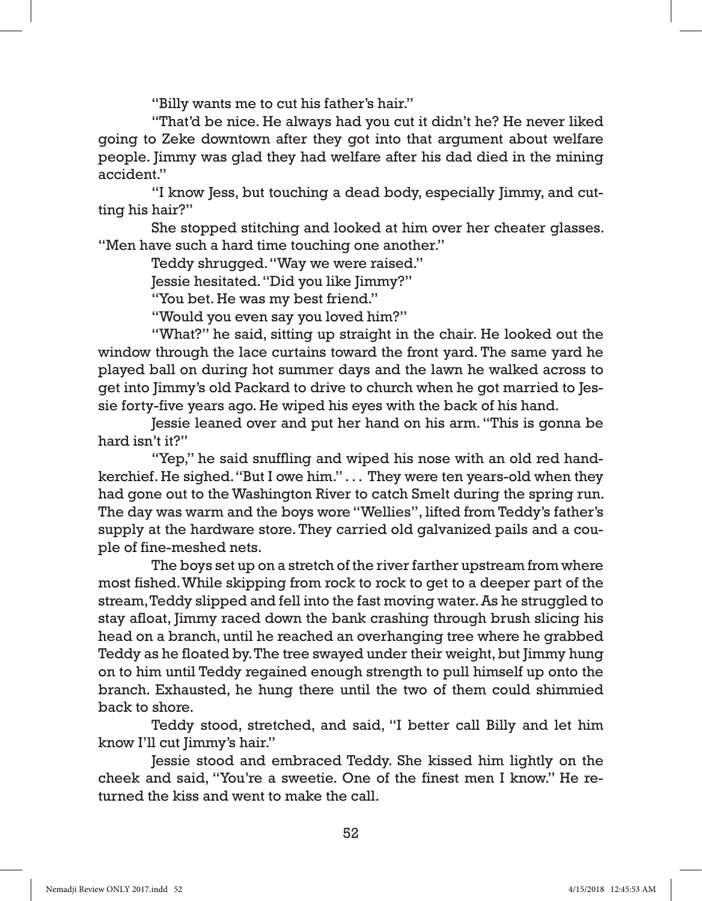"Billy wants me to cut his father's hair."

"That'd be nice. He always had you cut it didn't he? He never liked going to Zeke downtown after they got into that argument about welfare people. Jimmy was glad they had welfare after his dad died in the mining accident."

"I know Jess, but touching a dead body, especially Jimmy, and cutting his hair?"

She stopped stitching and looked at him over her cheater glasses. "Men have such a hard time touching one another."

Teddy shrugged. "Way we were raised."

Jessie hesitated. "Did you like Jimmy?"

"You bet. He was my best friend."

"Would you even say you loved him?"

"What?" he said, sitting up straight in the chair. He looked out the window through the lace curtains toward the front yard. The same yard he played ball on during hot summer days and the lawn he walked across to get into Jimmy's old Packard to drive to church when he got married to Jessie forty-five years ago. He wiped his eyes with the back of his hand.

Jessie leaned over and put her hand on his arm. "This is gonna be hard isn't it?"

"Yep," he said snuffling and wiped his nose with an old red handkerchief. He sighed. "But I owe him." . . . They were ten years-old when they had gone out to the Washington River to catch Smelt during the spring run. The day was warm and the boys wore "Wellies", lifted from Teddy's father's supply at the hardware store. They carried old galvanized pails and a couple of fine-meshed nets.

The boys set up on a stretch of the river farther upstream from where most fished. While skipping from rock to rock to get to a deeper part of the stream, Teddy slipped and fell into the fast moving water. As he struggled to stay afloat, Jimmy raced down the bank crashing through brush slicing his head on a branch, until he reached an overhanging tree where he grabbed Teddy as he floated by. The tree swayed under their weight, but Jimmy hung on to him until Teddy regained enough strength to pull himself up onto the branch. Exhausted, he hung there until the two of them could shimmied back to shore.

Teddy stood, stretched, and said, "I better call Billy and let him know I'll cut Jimmy's hair."

Jessie stood and embraced Teddy. She kissed him lightly on the cheek and said, "You're a sweetie. One of the finest men I know." He returned the kiss and went to make the call.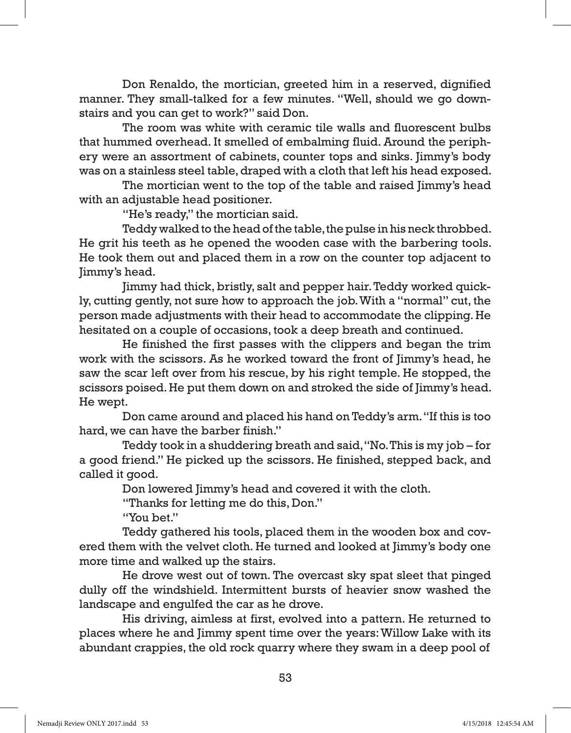Don Renaldo, the mortician, greeted him in a reserved, dignified manner. They small-talked for a few minutes. "Well, should we go downstairs and you can get to work?" said Don.

The room was white with ceramic tile walls and fluorescent bulbs that hummed overhead. It smelled of embalming fluid. Around the periphery were an assortment of cabinets, counter tops and sinks. Jimmy's body was on a stainless steel table, draped with a cloth that left his head exposed.

The mortician went to the top of the table and raised Jimmy's head with an adjustable head positioner.

"He's ready," the mortician said.

Teddy walked to the head of the table, the pulse in his neck throbbed. He grit his teeth as he opened the wooden case with the barbering tools. He took them out and placed them in a row on the counter top adjacent to Jimmy's head.

Jimmy had thick, bristly, salt and pepper hair. Teddy worked quickly, cutting gently, not sure how to approach the job. With a "normal" cut, the person made adjustments with their head to accommodate the clipping. He hesitated on a couple of occasions, took a deep breath and continued.

He finished the first passes with the clippers and began the trim work with the scissors. As he worked toward the front of Jimmy's head, he saw the scar left over from his rescue, by his right temple. He stopped, the scissors poised. He put them down on and stroked the side of Jimmy's head. He wept.

Don came around and placed his hand on Teddy's arm. "If this is too hard, we can have the barber finish."

Teddy took in a shuddering breath and said, "No. This is my job – for a good friend." He picked up the scissors. He finished, stepped back, and called it good.

Don lowered Jimmy's head and covered it with the cloth.

"Thanks for letting me do this, Don."

"You bet."

Teddy gathered his tools, placed them in the wooden box and covered them with the velvet cloth. He turned and looked at Jimmy's body one more time and walked up the stairs.

He drove west out of town. The overcast sky spat sleet that pinged dully off the windshield. Intermittent bursts of heavier snow washed the landscape and engulfed the car as he drove.

His driving, aimless at first, evolved into a pattern. He returned to places where he and Jimmy spent time over the years: Willow Lake with its abundant crappies, the old rock quarry where they swam in a deep pool of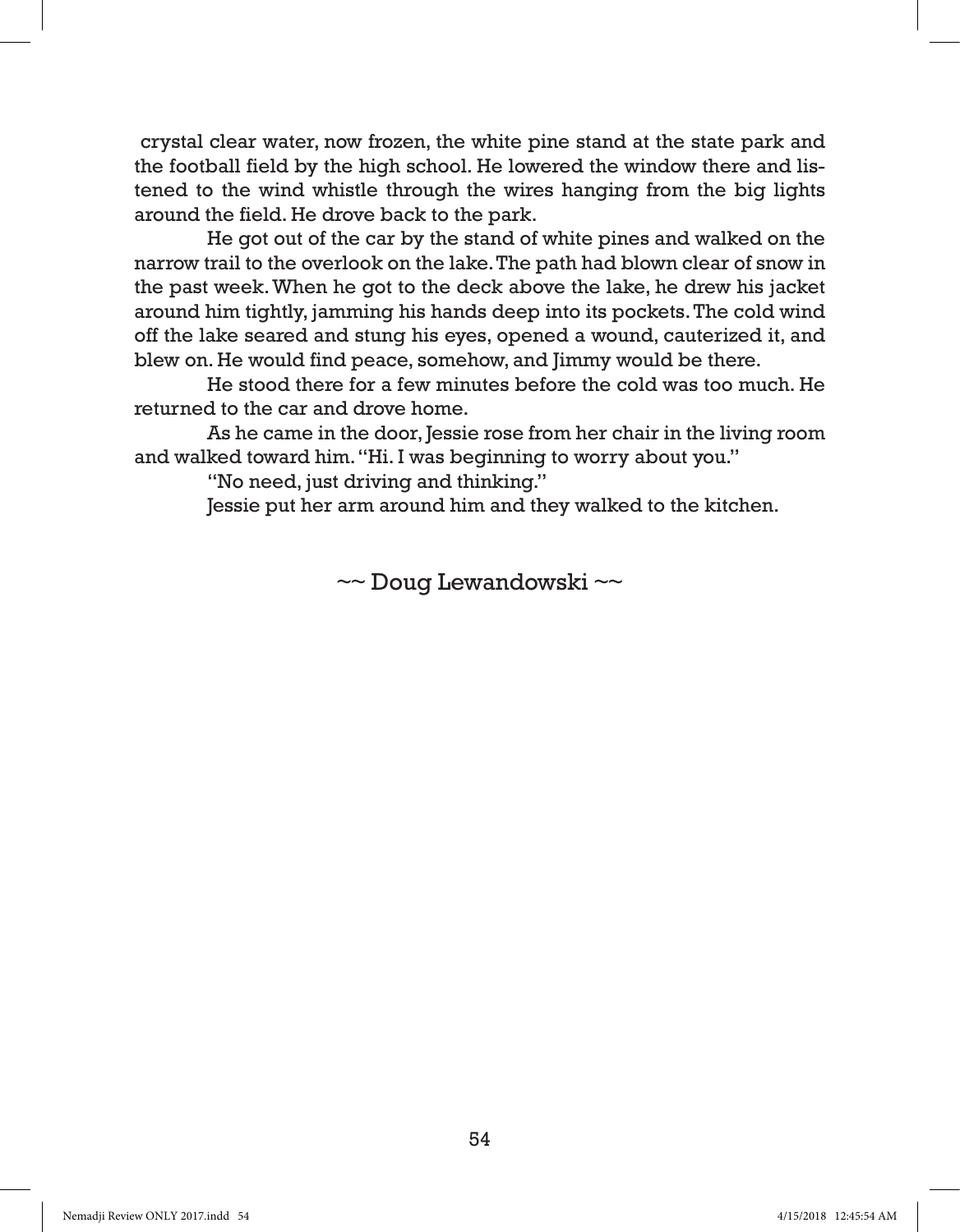crystal clear water, now frozen, the white pine stand at the state park and the football field by the high school. He lowered the window there and listened to the wind whistle through the wires hanging from the big lights around the field. He drove back to the park.

He got out of the car by the stand of white pines and walked on the narrow trail to the overlook on the lake. The path had blown clear of snow in the past week. When he got to the deck above the lake, he drew his jacket around him tightly, jamming his hands deep into its pockets. The cold wind off the lake seared and stung his eyes, opened a wound, cauterized it, and blew on. He would find peace, somehow, and Jimmy would be there.

He stood there for a few minutes before the cold was too much. He returned to the car and drove home.

As he came in the door, Jessie rose from her chair in the living room and walked toward him. "Hi. I was beginning to worry about you."

"No need, just driving and thinking."

Jessie put her arm around him and they walked to the kitchen.

~~ Doug Lewandowski ~~